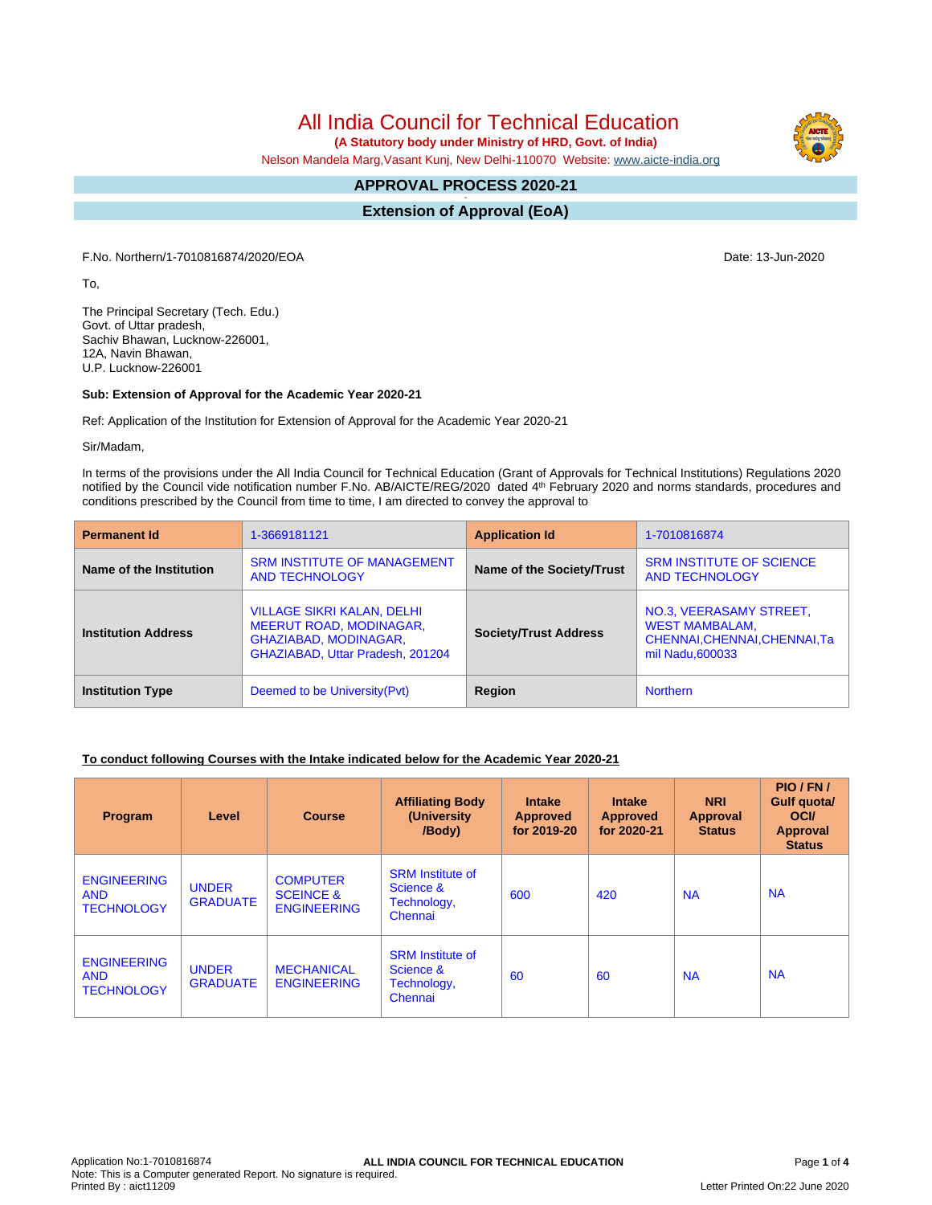# All India Council for Technical Education

**(A Statutory body under Ministry of HRD, Govt. of India)**

Nelson Mandela Marg,Vasant Kunj, New Delhi-110070 Website: www.aicte-india.org

## APPROVAL PROCESS 2020-21

## Extension of Approval (EoA)

F.No. Northern/1-7010816874/2020/EOA

Date: 13-Jun-2020

To,

The Principal Secretary (Tech. Edu.)
Govt. of Uttar pradesh,
Sachiv Bhawan, Lucknow-226001,
12A, Navin Bhawan,
U.P. Lucknow-226001

**Sub: Extension of Approval for the Academic Year 2020-21**

Ref: Application of the Institution for Extension of Approval for the Academic Year 2020-21

Sir/Madam,

In terms of the provisions under the All India Council for Technical Education (Grant of Approvals for Technical Institutions) Regulations 2020 notified by the Council vide notification number F.No. AB/AICTE/REG/2020 dated 4th February 2020 and norms standards, procedures and conditions prescribed by the Council from time to time, I am directed to convey the approval to

| **Permanent Id** | 1-3669181121 | **Application Id** | 1-7010816874 |
|---|---|---|---|
| **Name of the Institution** | SRM INSTITUTE OF MANAGEMENT AND TECHNOLOGY | **Name of the Society/Trust** | SRM INSTITUTE OF SCIENCE AND TECHNOLOGY |
| **Institution Address** | VILLAGE SIKRI KALAN, DELHI MEERUT ROAD, MODINAGAR, GHAZIABAD, MODINAGAR, GHAZIABAD, Uttar Pradesh, 201204 | **Society/Trust Address** | NO.3, VEERASAMY STREET, WEST MAMBALAM, CHENNAI,CHENNAI,CHENNAI,Tamil Nadu,600033 |
| **Institution Type** | Deemed to be University(Pvt) | **Region** | Northern |

**To conduct following Courses with the Intake indicated below for the Academic Year 2020-21**

| Program | Level | Course | Affiliating Body (University /Body) | Intake Approved for 2019-20 | Intake Approved for 2020-21 | NRI Approval Status | PIO / FN / Gulf quota/ OCI/ Approval Status |
|---|---|---|---|---|---|---|---|
| ENGINEERING AND TECHNOLOGY | UNDER GRADUATE | COMPUTER SCEINCE & ENGINEERING | SRM Institute of Science & Technology, Chennai | 600 | 420 | NA | NA |
| ENGINEERING AND TECHNOLOGY | UNDER GRADUATE | MECHANICAL ENGINEERING | SRM Institute of Science & Technology, Chennai | 60 | 60 | NA | NA |

Application No:1-7010816874
Note: This is a Computer generated Report. No signature is required.
Printed By : aict11209
Letter Printed On:22 June 2020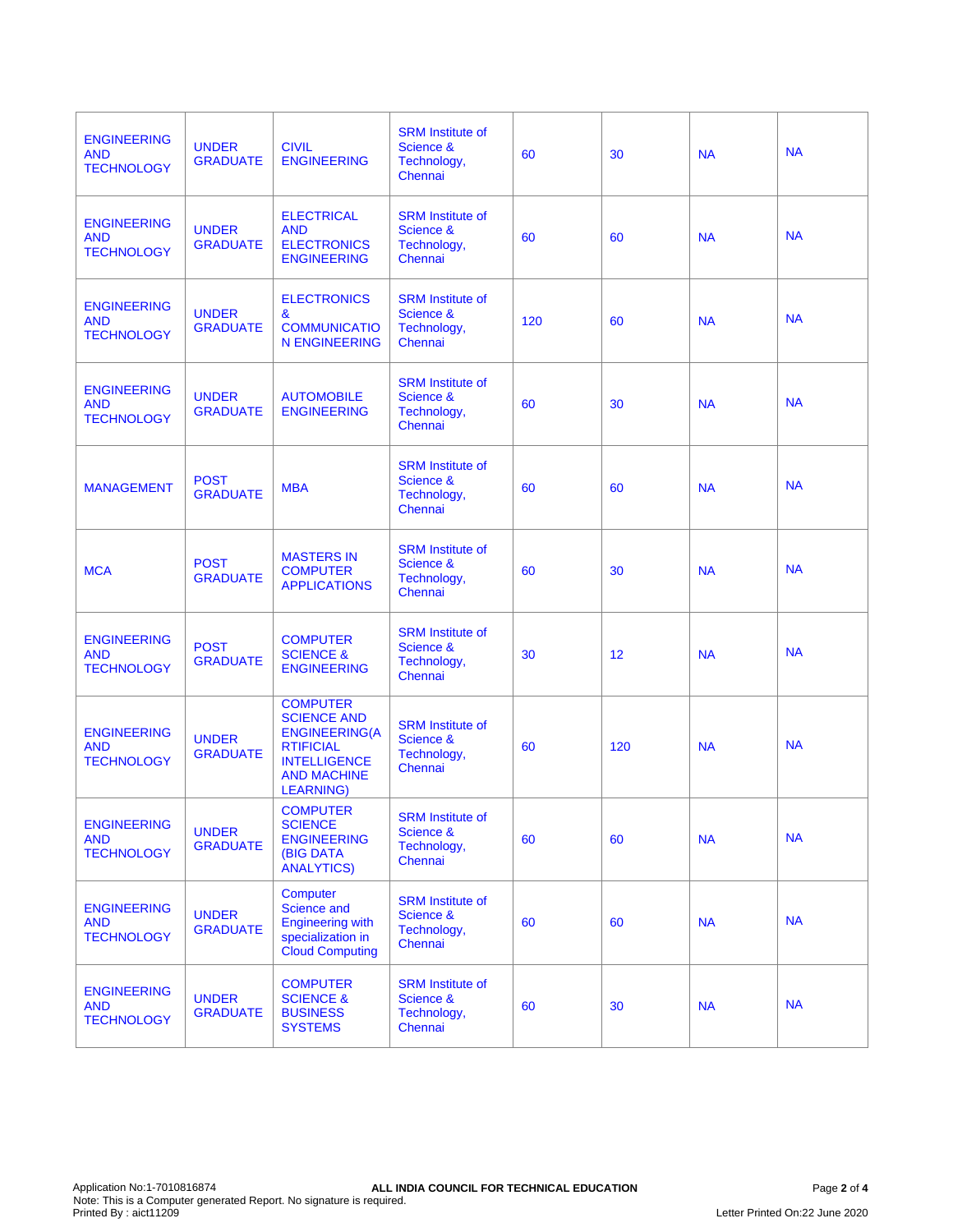| | | | | | | | |
|---|---|---|---|---|---|---|---|
| ENGINEERING AND TECHNOLOGY | UNDER GRADUATE | CIVIL ENGINEERING | SRM Institute of Science & Technology, Chennai | 60 | 30 | NA | NA |
| ENGINEERING AND TECHNOLOGY | UNDER GRADUATE | ELECTRICAL AND ELECTRONICS ENGINEERING | SRM Institute of Science & Technology, Chennai | 60 | 60 | NA | NA |
| ENGINEERING AND TECHNOLOGY | UNDER GRADUATE | ELECTRONICS & COMMUNICATION ENGINEERING | SRM Institute of Science & Technology, Chennai | 120 | 60 | NA | NA |
| ENGINEERING AND TECHNOLOGY | UNDER GRADUATE | AUTOMOBILE ENGINEERING | SRM Institute of Science & Technology, Chennai | 60 | 30 | NA | NA |
| MANAGEMENT | POST GRADUATE | MBA | SRM Institute of Science & Technology, Chennai | 60 | 60 | NA | NA |
| MCA | POST GRADUATE | MASTERS IN COMPUTER APPLICATIONS | SRM Institute of Science & Technology, Chennai | 60 | 30 | NA | NA |
| ENGINEERING AND TECHNOLOGY | POST GRADUATE | COMPUTER SCIENCE & ENGINEERING | SRM Institute of Science & Technology, Chennai | 30 | 12 | NA | NA |
| ENGINEERING AND TECHNOLOGY | UNDER GRADUATE | COMPUTER SCIENCE AND ENGINEERING(ARTIFICIAL INTELLIGENCE AND MACHINE LEARNING) | SRM Institute of Science & Technology, Chennai | 60 | 120 | NA | NA |
| ENGINEERING AND TECHNOLOGY | UNDER GRADUATE | COMPUTER SCIENCE ENGINEERING (BIG DATA ANALYTICS) | SRM Institute of Science & Technology, Chennai | 60 | 60 | NA | NA |
| ENGINEERING AND TECHNOLOGY | UNDER GRADUATE | Computer Science and Engineering with specialization in Cloud Computing | SRM Institute of Science & Technology, Chennai | 60 | 60 | NA | NA |
| ENGINEERING AND TECHNOLOGY | UNDER GRADUATE | COMPUTER SCIENCE & BUSINESS SYSTEMS | SRM Institute of Science & Technology, Chennai | 60 | 30 | NA | NA |

Application No:1-7010816874 **ALL INDIA COUNCIL FOR TECHNICAL EDUCATION**
Note: This is a Computer generated Report. No signature is required.
Printed By : aict11209
Letter Printed On:22 June 2020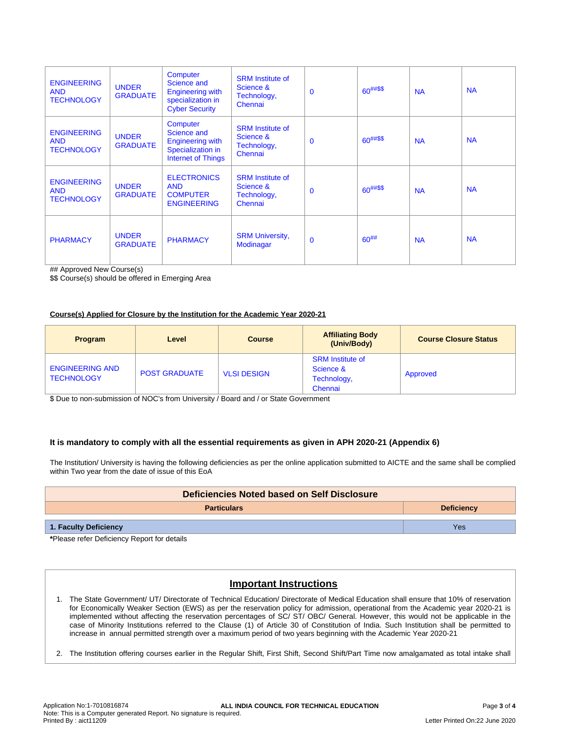| ENGINEERING AND TECHNOLOGY | UNDER GRADUATE | Computer Science and Engineering with specialization in Cyber Security | SRM Institute of Science & Technology, Chennai | 0 | 60##$$ | NA | NA |
|---|---|---|---|---|---|---|---|
| ENGINEERING AND TECHNOLOGY | UNDER GRADUATE | Computer Science and Engineering with Specialization in Internet of Things | SRM Institute of Science & Technology, Chennai | 0 | 60##$$ | NA | NA |
| ENGINEERING AND TECHNOLOGY | UNDER GRADUATE | ELECTRONICS AND COMPUTER ENGINEERING | SRM Institute of Science & Technology, Chennai | 0 | 60##$$ | NA | NA |
| PHARMACY | UNDER GRADUATE | PHARMACY | SRM University, Modinagar | 0 | 60## | NA | NA |

## Approved New Course(s)
$$ Course(s) should be offered in Emerging Area

**Course(s) Applied for Closure by the Institution for the Academic Year 2020-21**

| Program | Level | Course | Affiliating Body (Univ/Body) | Course Closure Status |
|---|---|---|---|---|
| ENGINEERING AND TECHNOLOGY | POST GRADUATE | VLSI DESIGN | SRM Institute of Science & Technology, Chennai | Approved |

$ Due to non-submission of NOC's from University / Board and / or State Government

**It is mandatory to comply with all the essential requirements as given in APH 2020-21 (Appendix 6)**

The Institution/ University is having the following deficiencies as per the online application submitted to AICTE and the same shall be complied within Two year from the date of issue of this EoA

| Deficiencies Noted based on Self Disclosure | |
|---|---|
| **Particulars** | **Deficiency** |
| **1. Faculty Deficiency** | Yes |

***Please refer Deficiency Report for details**

## Important Instructions

1. The State Government/ UT/ Directorate of Technical Education/ Directorate of Medical Education shall ensure that 10% of reservation for Economically Weaker Section (EWS) as per the reservation policy for admission, operational from the Academic year 2020-21 is implemented without affecting the reservation percentages of SC/ ST/ OBC/ General. However, this would not be applicable in the case of Minority Institutions referred to the Clause (1) of Article 30 of Constitution of India. Such Institution shall be permitted to increase in annual permitted strength over a maximum period of two years beginning with the Academic Year 2020-21

2. The Institution offering courses earlier in the Regular Shift, First Shift, Second Shift/Part Time now amalgamated as total intake shall

Application No:1-7010816874
Note: This is a Computer generated Report. No signature is required.
Printed By : aict11209
ALL INDIA COUNCIL FOR TECHNICAL EDUCATION
Letter Printed On:22 June 2020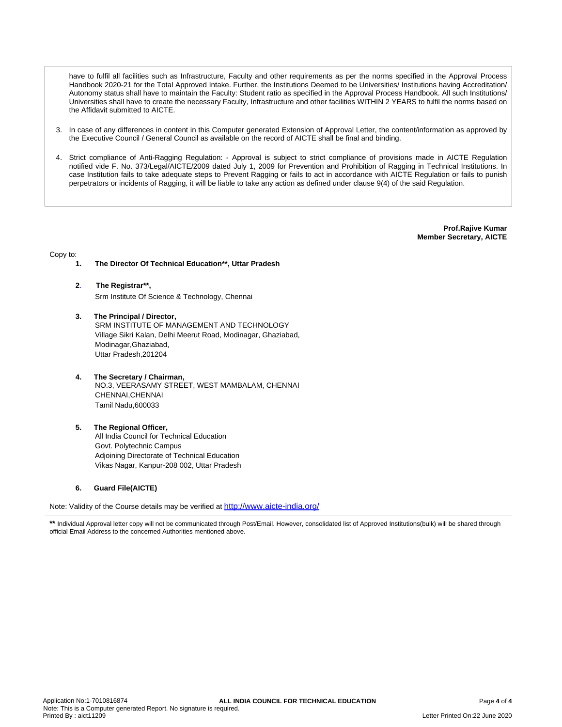have to fulfil all facilities such as Infrastructure, Faculty and other requirements as per the norms specified in the Approval Process Handbook 2020-21 for the Total Approved Intake. Further, the Institutions Deemed to be Universities/ Institutions having Accreditation/ Autonomy status shall have to maintain the Faculty: Student ratio as specified in the Approval Process Handbook. All such Institutions/ Universities shall have to create the necessary Faculty, Infrastructure and other facilities WITHIN 2 YEARS to fulfil the norms based on the Affidavit submitted to AICTE.

3. In case of any differences in content in this Computer generated Extension of Approval Letter, the content/information as approved by the Executive Council / General Council as available on the record of AICTE shall be final and binding.

4. Strict compliance of Anti-Ragging Regulation: - Approval is subject to strict compliance of provisions made in AICTE Regulation notified vide F. No. 373/Legal/AICTE/2009 dated July 1, 2009 for Prevention and Prohibition of Ragging in Technical Institutions. In case Institution fails to take adequate steps to Prevent Ragging or fails to act in accordance with AICTE Regulation or fails to punish perpetrators or incidents of Ragging, it will be liable to take any action as defined under clause 9(4) of the said Regulation.

**Prof.Rajive Kumar**
**Member Secretary, AICTE**

Copy to:

1. **The Director Of Technical Education\*\*, Uttar Pradesh**

2. **The Registrar\*\*,**
   Srm Institute Of Science & Technology, Chennai

3. **The Principal / Director,**
   SRM INSTITUTE OF MANAGEMENT AND TECHNOLOGY
   Village Sikri Kalan, Delhi Meerut Road, Modinagar, Ghaziabad,
   Modinagar,Ghaziabad,
   Uttar Pradesh,201204

4. **The Secretary / Chairman,**
   NO.3, VEERASAMY STREET, WEST MAMBALAM, CHENNAI
   CHENNAI,CHENNAI
   Tamil Nadu,600033

5. **The Regional Officer,**
   All India Council for Technical Education
   Govt. Polytechnic Campus
   Adjoining Directorate of Technical Education
   Vikas Nagar, Kanpur-208 002, Uttar Pradesh

6. **Guard File(AICTE)**

Note: Validity of the Course details may be verified at http://www.aicte-india.org/

**\*\*** Individual Approval letter copy will not be communicated through Post/Email. However, consolidated list of Approved Institutions(bulk) will be shared through official Email Address to the concerned Authorities mentioned above.

Application No:1-7010816874
Note: This is a Computer generated Report. No signature is required.
Printed By : aict11209

Letter Printed On:22 June 2020